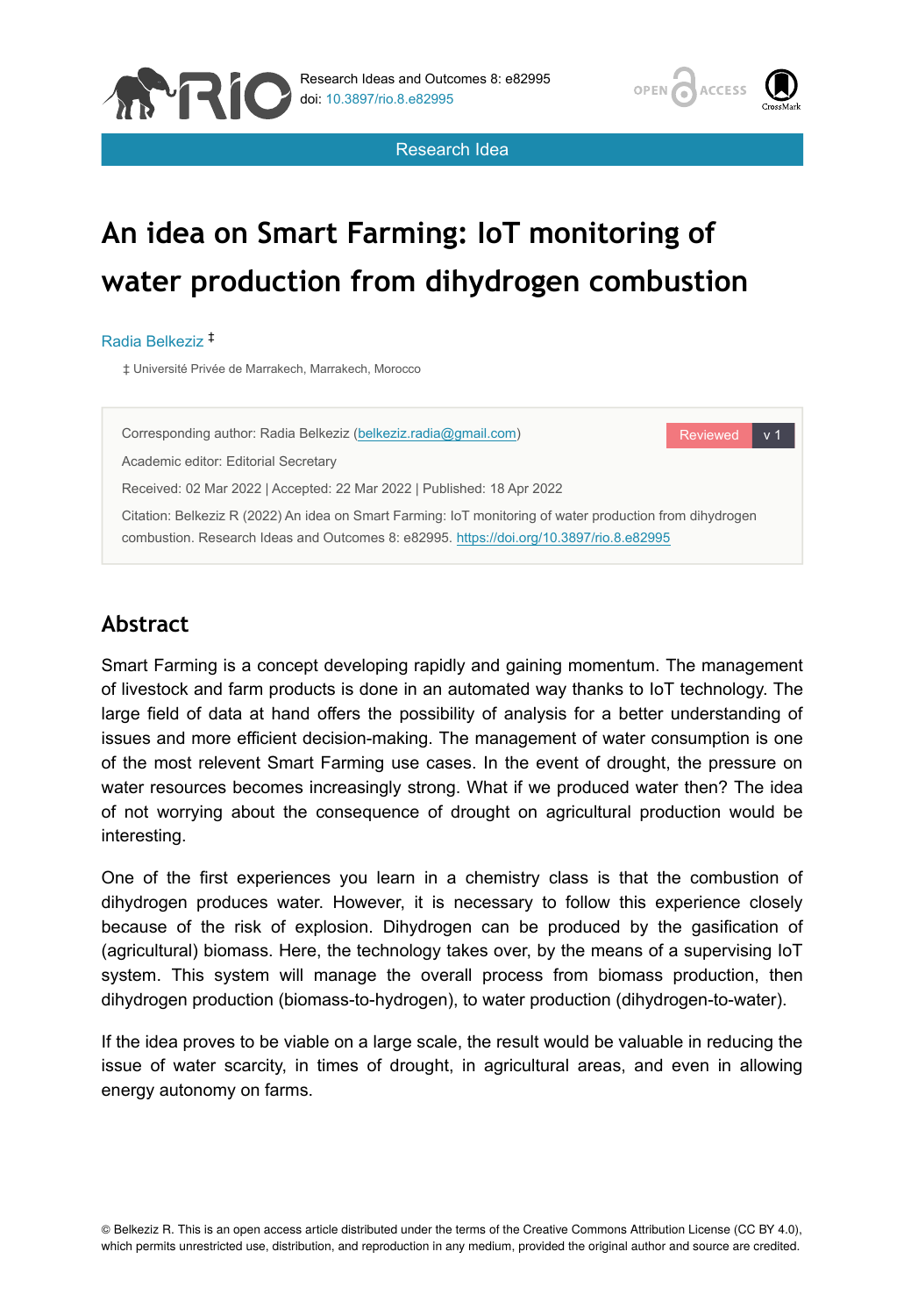Research Idea

# An idea on Smart Farming: IoT monitoring of water production from dihydrogen combustion

Radia Belkeziz ‡

‡ Université Privée de Marrakech, Marrakech, Morocco

Corresponding author: Radia Belkeziz (belkeziz.radia@gmail.com)

Academic editor: Editorial Secretary

Received: 02 Mar 2022 | Accepted: 22 Mar 2022 | Published: 18 Apr 2022

Citation: Belkeziz R (2022) An idea on Smart Farming: IoT monitoring of water production from dihydrogen combustion. Research Ideas and Outcomes 8: e82995. https://doi.org/10.3897/rio.8.e82995

## Abstract

Smart Farming is a concept developing rapidly and gaining momentum. The management of livestock and farm products is done in an automated way thanks to IoT technology. The large field of data at hand offers the possibility of analysis for a better understanding of issues and more efficient decision-making. The management of water consumption is one of the most relevent Smart Farming use cases. In the event of drought, the pressure on water resources becomes increasingly strong. What if we produced water then? The idea of not worrying about the consequence of drought on agricultural production would be interesting.

One of the first experiences you learn in a chemistry class is that the combustion of dihydrogen produces water. However, it is necessary to follow this experience closely because of the risk of explosion. Dihydrogen can be produced by the gasification of (agricultural) biomass. Here, the technology takes over, by the means of a supervising IoT system. This system will manage the overall process from biomass production, then dihydrogen production (biomass-to-hydrogen), to water production (dihydrogen-to-water).

If the idea proves to be viable on a large scale, the result would be valuable in reducing the issue of water scarcity, in times of drought, in agricultural areas, and even in allowing energy autonomy on farms.

© Belkeziz R. This is an open access article distributed under the terms of the Creative Commons Attribution License (CC BY 4.0), which permits unrestricted use, distribution, and reproduction in any medium, provided the original author and source are credited.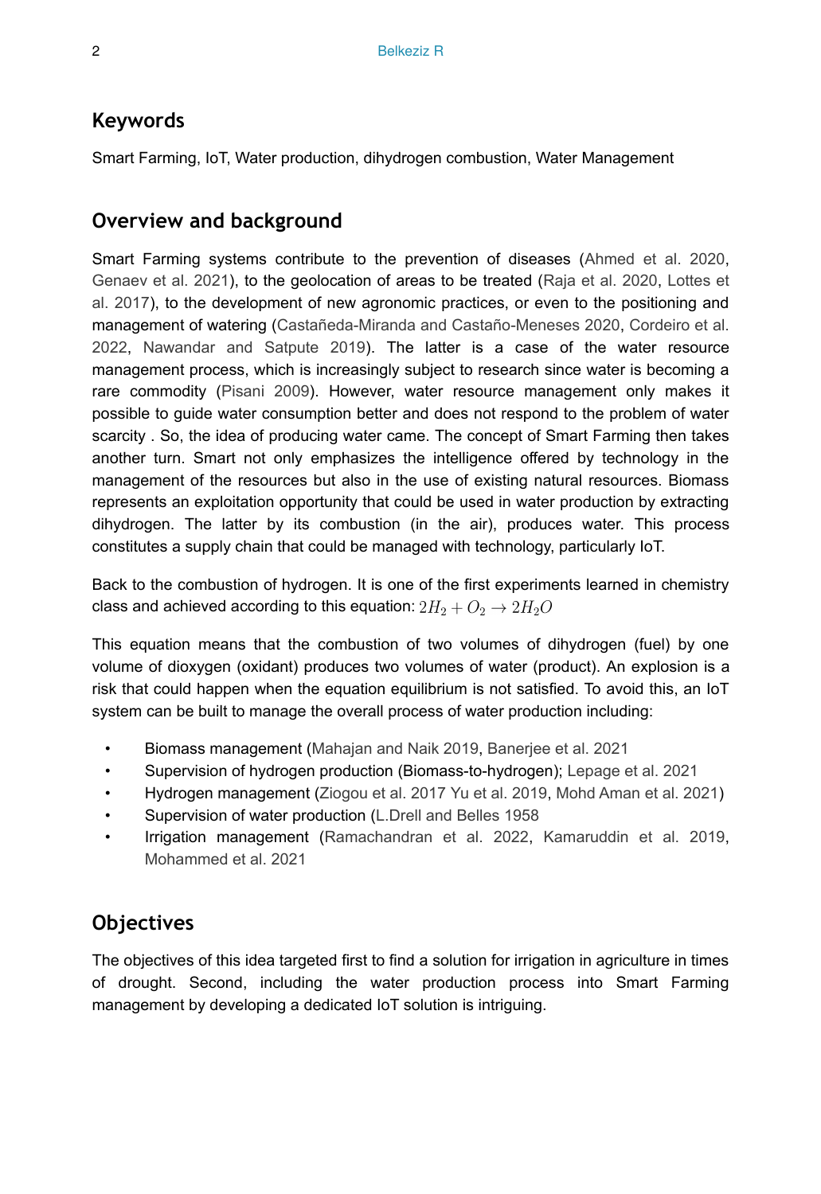## Keywords

Smart Farming, IoT, Water production, dihydrogen combustion, Water Management

## Overview and background

Smart Farming systems contribute to the prevention of diseases (Ahmed et al. 2020, Genaev et al. 2021), to the geolocation of areas to be treated (Raja et al. 2020, Lottes et al. 2017), to the development of new agronomic practices, or even to the positioning and management of watering (Castañeda-Miranda and Castaño-Meneses 2020, Cordeiro et al. 2022, Nawandar and Satpute 2019). The latter is a case of the water resource management process, which is increasingly subject to research since water is becoming a rare commodity (Pisani 2009). However, water resource management only makes it possible to guide water consumption better and does not respond to the problem of water scarcity . So, the idea of producing water came. The concept of Smart Farming then takes another turn. Smart not only emphasizes the intelligence offered by technology in the management of the resources but also in the use of existing natural resources. Biomass represents an exploitation opportunity that could be used in water production by extracting dihydrogen. The latter by its combustion (in the air), produces water. This process constitutes a supply chain that could be managed with technology, particularly IoT.

Back to the combustion of hydrogen. It is one of the first experiments learned in chemistry class and achieved according to this equation: $2H_2 + O_2 \rightarrow 2H_2O$

This equation means that the combustion of two volumes of dihydrogen (fuel) by one volume of dioxygen (oxidant) produces two volumes of water (product). An explosion is a risk that could happen when the equation equilibrium is not satisfied. To avoid this, an IoT system can be built to manage the overall process of water production including:

- Biomass management (Mahajan and Naik 2019, Banerjee et al. 2021
- Supervision of hydrogen production (Biomass-to-hydrogen); Lepage et al. 2021
- Hydrogen management (Ziogou et al. 2017 Yu et al. 2019, Mohd Aman et al. 2021)
- Supervision of water production (L.Drell and Belles 1958
- Irrigation management (Ramachandran et al. 2022, Kamaruddin et al. 2019, Mohammed et al. 2021

## Objectives

The objectives of this idea targeted first to find a solution for irrigation in agriculture in times of drought. Second, including the water production process into Smart Farming management by developing a dedicated IoT solution is intriguing.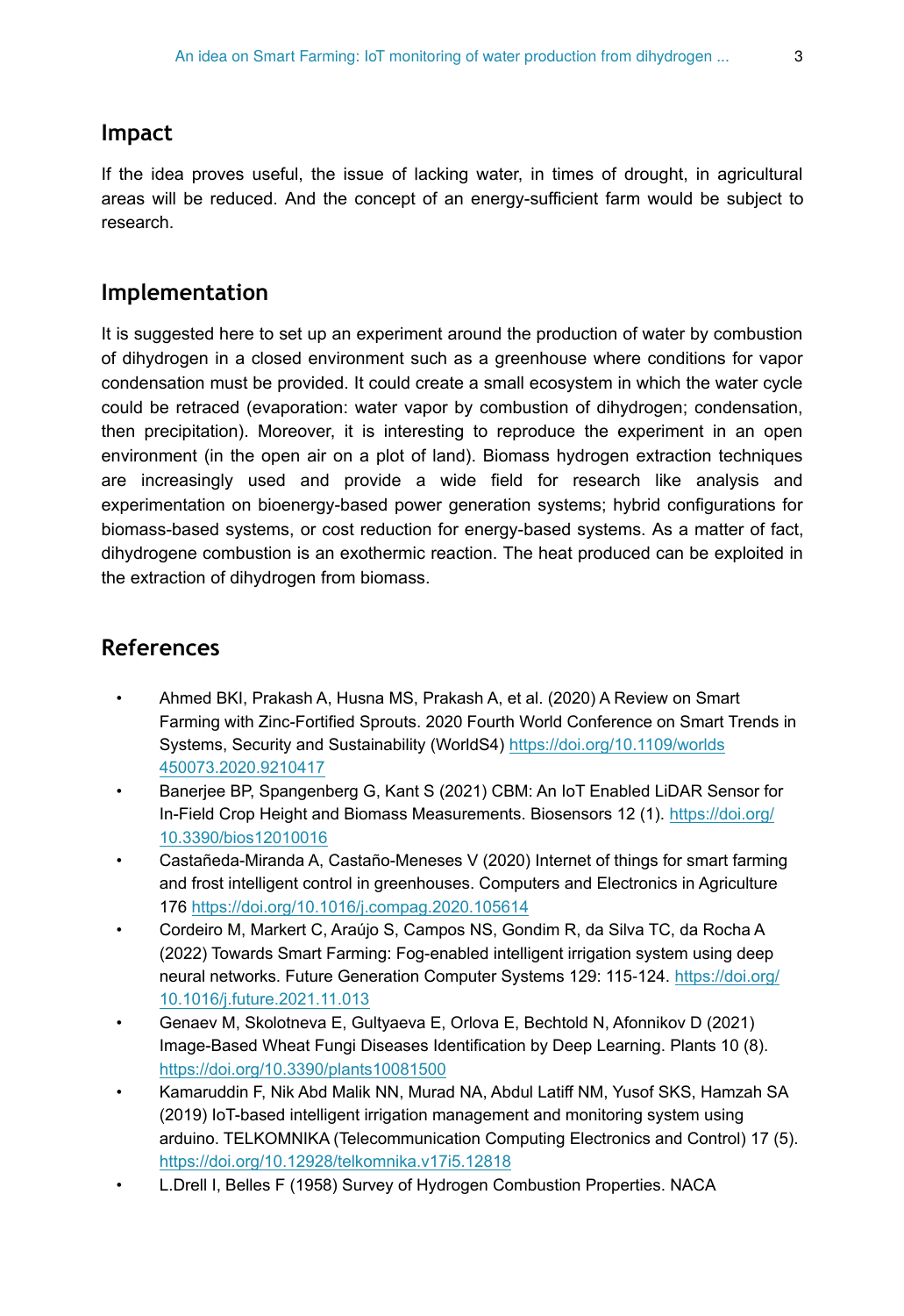## Impact

If the idea proves useful, the issue of lacking water, in times of drought, in agricultural areas will be reduced. And the concept of an energy-sufficient farm would be subject to research.

## Implementation

It is suggested here to set up an experiment around the production of water by combustion of dihydrogen in a closed environment such as a greenhouse where conditions for vapor condensation must be provided. It could create a small ecosystem in which the water cycle could be retraced (evaporation: water vapor by combustion of dihydrogen; condensation, then precipitation). Moreover, it is interesting to reproduce the experiment in an open environment (in the open air on a plot of land). Biomass hydrogen extraction techniques are increasingly used and provide a wide field for research like analysis and experimentation on bioenergy-based power generation systems; hybrid configurations for biomass-based systems, or cost reduction for energy-based systems. As a matter of fact, dihydrogene combustion is an exothermic reaction. The heat produced can be exploited in the extraction of dihydrogen from biomass.

## References

- Ahmed BKI, Prakash A, Husna MS, Prakash A, et al. (2020) A Review on Smart Farming with Zinc-Fortified Sprouts. 2020 Fourth World Conference on Smart Trends in Systems, Security and Sustainability (WorldS4) https://doi.org/10.1109/worlds450073.2020.9210417
- Banerjee BP, Spangenberg G, Kant S (2021) CBM: An IoT Enabled LiDAR Sensor for In-Field Crop Height and Biomass Measurements. Biosensors 12 (1). https://doi.org/10.3390/bios12010016
- Castañeda-Miranda A, Castaño-Meneses V (2020) Internet of things for smart farming and frost intelligent control in greenhouses. Computers and Electronics in Agriculture 176 https://doi.org/10.1016/j.compag.2020.105614
- Cordeiro M, Markert C, Araújo S, Campos NS, Gondim R, da Silva TC, da Rocha A (2022) Towards Smart Farming: Fog-enabled intelligent irrigation system using deep neural networks. Future Generation Computer Systems 129: 115-124. https://doi.org/10.1016/j.future.2021.11.013
- Genaev M, Skolotneva E, Gultyaeva E, Orlova E, Bechtold N, Afonnikov D (2021) Image-Based Wheat Fungi Diseases Identification by Deep Learning. Plants 10 (8). https://doi.org/10.3390/plants10081500
- Kamaruddin F, Nik Abd Malik NN, Murad NA, Abdul Latiff NM, Yusof SKS, Hamzah SA (2019) IoT-based intelligent irrigation management and monitoring system using arduino. TELKOMNIKA (Telecommunication Computing Electronics and Control) 17 (5). https://doi.org/10.12928/telkomnika.v17i5.12818
- L.Drell I, Belles F (1958) Survey of Hydrogen Combustion Properties. NACA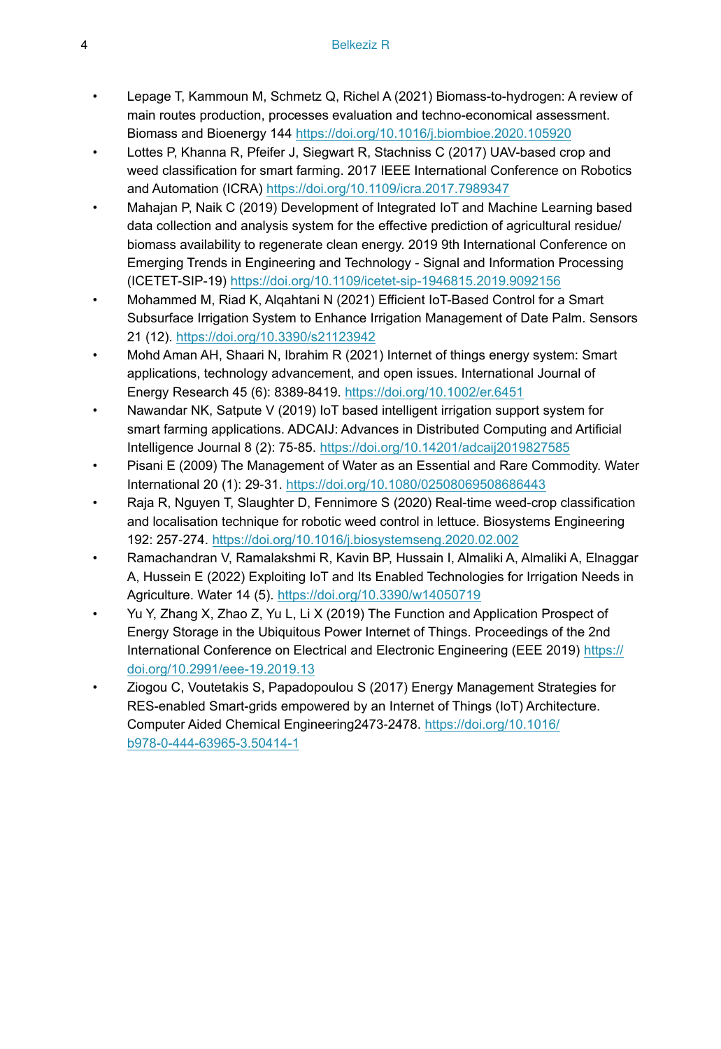- Lepage T, Kammoun M, Schmetz Q, Richel A (2021) Biomass-to-hydrogen: A review of main routes production, processes evaluation and techno-economical assessment. Biomass and Bioenergy 144 https://doi.org/10.1016/j.biombioe.2020.105920
- Lottes P, Khanna R, Pfeifer J, Siegwart R, Stachniss C (2017) UAV-based crop and weed classification for smart farming. 2017 IEEE International Conference on Robotics and Automation (ICRA) https://doi.org/10.1109/icra.2017.7989347
- Mahajan P, Naik C (2019) Development of Integrated IoT and Machine Learning based data collection and analysis system for the effective prediction of agricultural residue/ biomass availability to regenerate clean energy. 2019 9th International Conference on Emerging Trends in Engineering and Technology - Signal and Information Processing (ICETET-SIP-19) https://doi.org/10.1109/icetet-sip-1946815.2019.9092156
- Mohammed M, Riad K, Alqahtani N (2021) Efficient IoT-Based Control for a Smart Subsurface Irrigation System to Enhance Irrigation Management of Date Palm. Sensors 21 (12). https://doi.org/10.3390/s21123942
- Mohd Aman AH, Shaari N, Ibrahim R (2021) Internet of things energy system: Smart applications, technology advancement, and open issues. International Journal of Energy Research 45 (6): 8389-8419. https://doi.org/10.1002/er.6451
- Nawandar NK, Satpute V (2019) IoT based intelligent irrigation support system for smart farming applications. ADCAIJ: Advances in Distributed Computing and Artificial Intelligence Journal 8 (2): 75-85. https://doi.org/10.14201/adcaij2019827585
- Pisani E (2009) The Management of Water as an Essential and Rare Commodity. Water International 20 (1): 29-31. https://doi.org/10.1080/02508069508686443
- Raja R, Nguyen T, Slaughter D, Fennimore S (2020) Real-time weed-crop classification and localisation technique for robotic weed control in lettuce. Biosystems Engineering 192: 257-274. https://doi.org/10.1016/j.biosystemseng.2020.02.002
- Ramachandran V, Ramalakshmi R, Kavin BP, Hussain I, Almaliki A, Almaliki A, Elnaggar A, Hussein E (2022) Exploiting IoT and Its Enabled Technologies for Irrigation Needs in Agriculture. Water 14 (5). https://doi.org/10.3390/w14050719
- Yu Y, Zhang X, Zhao Z, Yu L, Li X (2019) The Function and Application Prospect of Energy Storage in the Ubiquitous Power Internet of Things. Proceedings of the 2nd International Conference on Electrical and Electronic Engineering (EEE 2019) https://doi.org/10.2991/eee-19.2019.13
- Ziogou C, Voutetakis S, Papadopoulou S (2017) Energy Management Strategies for RES-enabled Smart-grids empowered by an Internet of Things (IoT) Architecture. Computer Aided Chemical Engineering2473-2478. https://doi.org/10.1016/b978-0-444-63965-3.50414-1